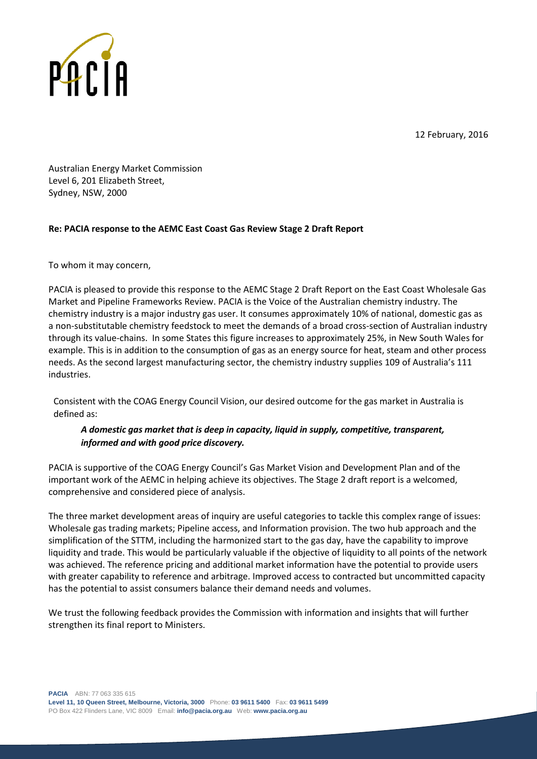PACIA

12 February, 2016

Australian Energy Market Commission
Level 6, 201 Elizabeth Street,
Sydney, NSW, 2000

**Re: PACIA response to the AEMC East Coast Gas Review Stage 2 Draft Report**

To whom it may concern,

PACIA is pleased to provide this response to the AEMC Stage 2 Draft Report on the East Coast Wholesale Gas Market and Pipeline Frameworks Review. PACIA is the Voice of the Australian chemistry industry. The chemistry industry is a major industry gas user. It consumes approximately 10% of national, domestic gas as a non-substitutable chemistry feedstock to meet the demands of a broad cross-section of Australian industry through its value-chains. In some States this figure increases to approximately 25%, in New South Wales for example. This is in addition to the consumption of gas as an energy source for heat, steam and other process needs. As the second largest manufacturing sector, the chemistry industry supplies 109 of Australia's 111 industries.

Consistent with the COAG Energy Council Vision, our desired outcome for the gas market in Australia is defined as:

> ***A domestic gas market that is deep in capacity, liquid in supply, competitive, transparent, informed and with good price discovery.***

PACIA is supportive of the COAG Energy Council's Gas Market Vision and Development Plan and of the important work of the AEMC in helping achieve its objectives. The Stage 2 draft report is a welcomed, comprehensive and considered piece of analysis.

The three market development areas of inquiry are useful categories to tackle this complex range of issues: Wholesale gas trading markets; Pipeline access, and Information provision. The two hub approach and the simplification of the STTM, including the harmonized start to the gas day, have the capability to improve liquidity and trade. This would be particularly valuable if the objective of liquidity to all points of the network was achieved. The reference pricing and additional market information have the potential to provide users with greater capability to reference and arbitrage. Improved access to contracted but uncommitted capacity has the potential to assist consumers balance their demand needs and volumes.

We trust the following feedback provides the Commission with information and insights that will further strengthen its final report to Ministers.

**PACIA** ABN: 77 063 335 615
**Level 11, 10 Queen Street, Melbourne, Victoria, 3000** Phone: **03 9611 5400** Fax: **03 9611 5499**
PO Box 422 Flinders Lane, VIC 8009 Email: **info@pacia.org.au** Web: **www.pacia.org.au**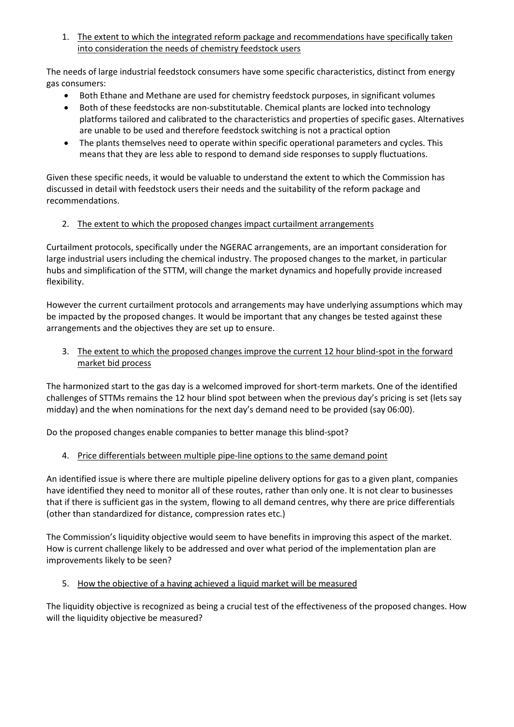1. <u>The extent to which the integrated reform package and recommendations have specifically taken into consideration the needs of chemistry feedstock users</u>

The needs of large industrial feedstock consumers have some specific characteristics, distinct from energy gas consumers:

- Both Ethane and Methane are used for chemistry feedstock purposes, in significant volumes
- Both of these feedstocks are non-substitutable. Chemical plants are locked into technology platforms tailored and calibrated to the characteristics and properties of specific gases. Alternatives are unable to be used and therefore feedstock switching is not a practical option
- The plants themselves need to operate within specific operational parameters and cycles. This means that they are less able to respond to demand side responses to supply fluctuations.

Given these specific needs, it would be valuable to understand the extent to which the Commission has discussed in detail with feedstock users their needs and the suitability of the reform package and recommendations.

2. <u>The extent to which the proposed changes impact curtailment arrangements</u>

Curtailment protocols, specifically under the NGERAC arrangements, are an important consideration for large industrial users including the chemical industry. The proposed changes to the market, in particular hubs and simplification of the STTM, will change the market dynamics and hopefully provide increased flexibility.

However the current curtailment protocols and arrangements may have underlying assumptions which may be impacted by the proposed changes. It would be important that any changes be tested against these arrangements and the objectives they are set up to ensure.

3. <u>The extent to which the proposed changes improve the current 12 hour blind-spot in the forward market bid process</u>

The harmonized start to the gas day is a welcomed improved for short-term markets. One of the identified challenges of STTMs remains the 12 hour blind spot between when the previous day's pricing is set (lets say midday) and the when nominations for the next day's demand need to be provided (say 06:00).

Do the proposed changes enable companies to better manage this blind-spot?

4. <u>Price differentials between multiple pipe-line options to the same demand point</u>

An identified issue is where there are multiple pipeline delivery options for gas to a given plant, companies have identified they need to monitor all of these routes, rather than only one. It is not clear to businesses that if there is sufficient gas in the system, flowing to all demand centres, why there are price differentials (other than standardized for distance, compression rates etc.)

The Commission's liquidity objective would seem to have benefits in improving this aspect of the market. How is current challenge likely to be addressed and over what period of the implementation plan are improvements likely to be seen?

5. <u>How the objective of a having achieved a liquid market will be measured</u>

The liquidity objective is recognized as being a crucial test of the effectiveness of the proposed changes. How will the liquidity objective be measured?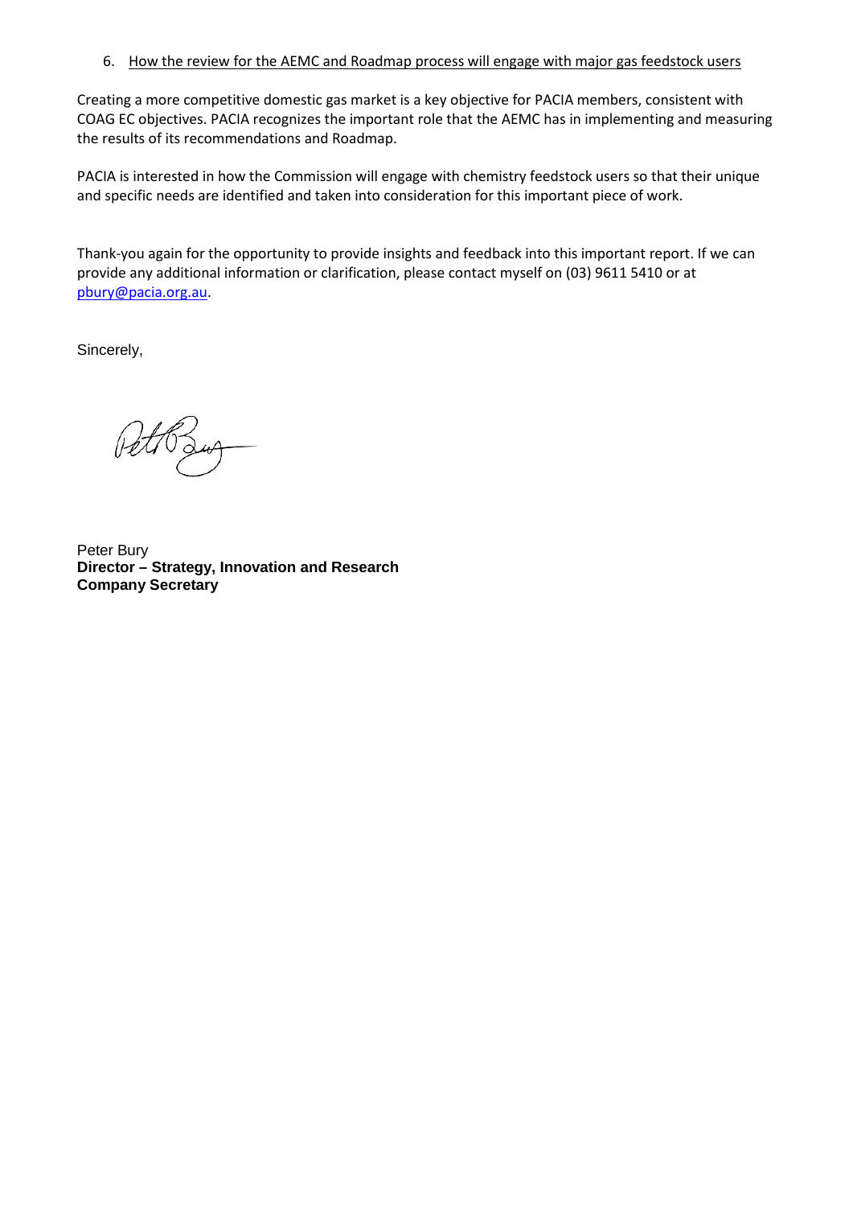6. How the review for the AEMC and Roadmap process will engage with major gas feedstock users

Creating a more competitive domestic gas market is a key objective for PACIA members, consistent with COAG EC objectives. PACIA recognizes the important role that the AEMC has in implementing and measuring the results of its recommendations and Roadmap.

PACIA is interested in how the Commission will engage with chemistry feedstock users so that their unique and specific needs are identified and taken into consideration for this important piece of work.

Thank-you again for the opportunity to provide insights and feedback into this important report. If we can provide any additional information or clarification, please contact myself on (03) 9611 5410 or at pbury@pacia.org.au.

Sincerely,

Peter Bury
**Director – Strategy, Innovation and Research**
**Company Secretary**